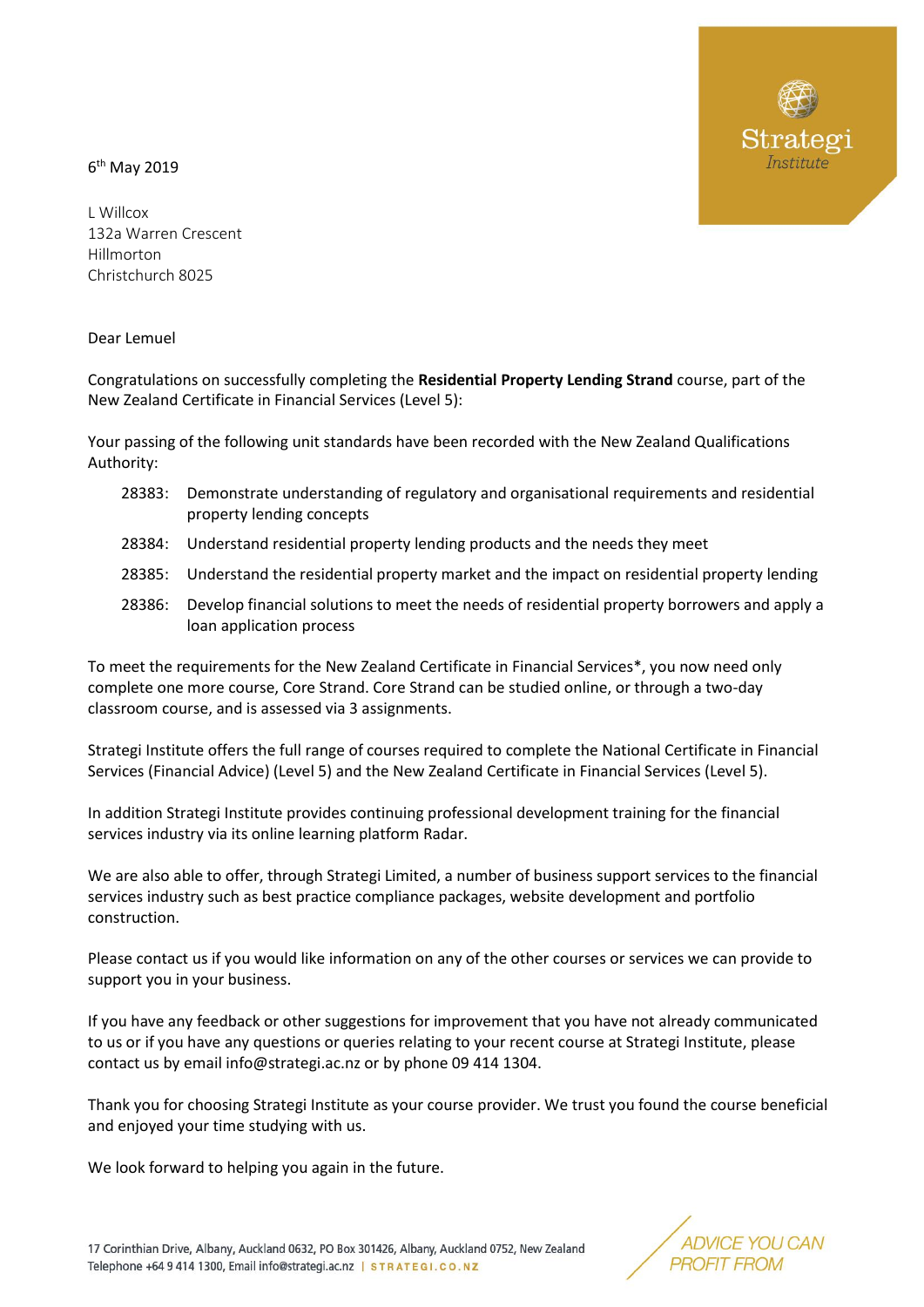Strategi Institute

6th May 2019

L Willcox
132a Warren Crescent
Hillmorton
Christchurch 8025

Dear Lemuel

Congratulations on successfully completing the **Residential Property Lending Strand** course, part of the New Zealand Certificate in Financial Services (Level 5):

Your passing of the following unit standards have been recorded with the New Zealand Qualifications Authority:

- 28383: Demonstrate understanding of regulatory and organisational requirements and residential property lending concepts
- 28384: Understand residential property lending products and the needs they meet
- 28385: Understand the residential property market and the impact on residential property lending
- 28386: Develop financial solutions to meet the needs of residential property borrowers and apply a loan application process

To meet the requirements for the New Zealand Certificate in Financial Services*, you now need only complete one more course, Core Strand. Core Strand can be studied online, or through a two-day classroom course, and is assessed via 3 assignments.

Strategi Institute offers the full range of courses required to complete the National Certificate in Financial Services (Financial Advice) (Level 5) and the New Zealand Certificate in Financial Services (Level 5).

In addition Strategi Institute provides continuing professional development training for the financial services industry via its online learning platform Radar.

We are also able to offer, through Strategi Limited, a number of business support services to the financial services industry such as best practice compliance packages, website development and portfolio construction.

Please contact us if you would like information on any of the other courses or services we can provide to support you in your business.

If you have any feedback or other suggestions for improvement that you have not already communicated to us or if you have any questions or queries relating to your recent course at Strategi Institute, please contact us by email info@strategi.ac.nz or by phone 09 414 1304.

Thank you for choosing Strategi Institute as your course provider. We trust you found the course beneficial and enjoyed your time studying with us.

We look forward to helping you again in the future.

17 Corinthian Drive, Albany, Auckland 0632, PO Box 301426, Albany, Auckland 0752, New Zealand
Telephone +64 9 414 1300, Email info@strategi.ac.nz | STRATEGI.CO.NZ

ADVICE YOU CAN PROFIT FROM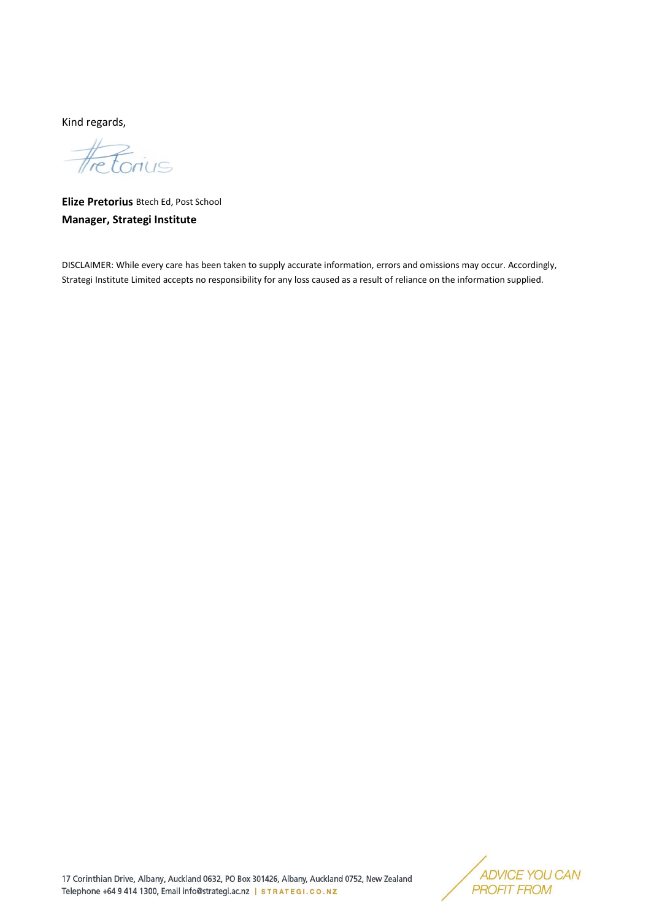Kind regards,

**Elize Pretorius** Btech Ed, Post School
**Manager, Strategi Institute**

DISCLAIMER: While every care has been taken to supply accurate information, errors and omissions may occur. Accordingly, Strategi Institute Limited accepts no responsibility for any loss caused as a result of reliance on the information supplied.